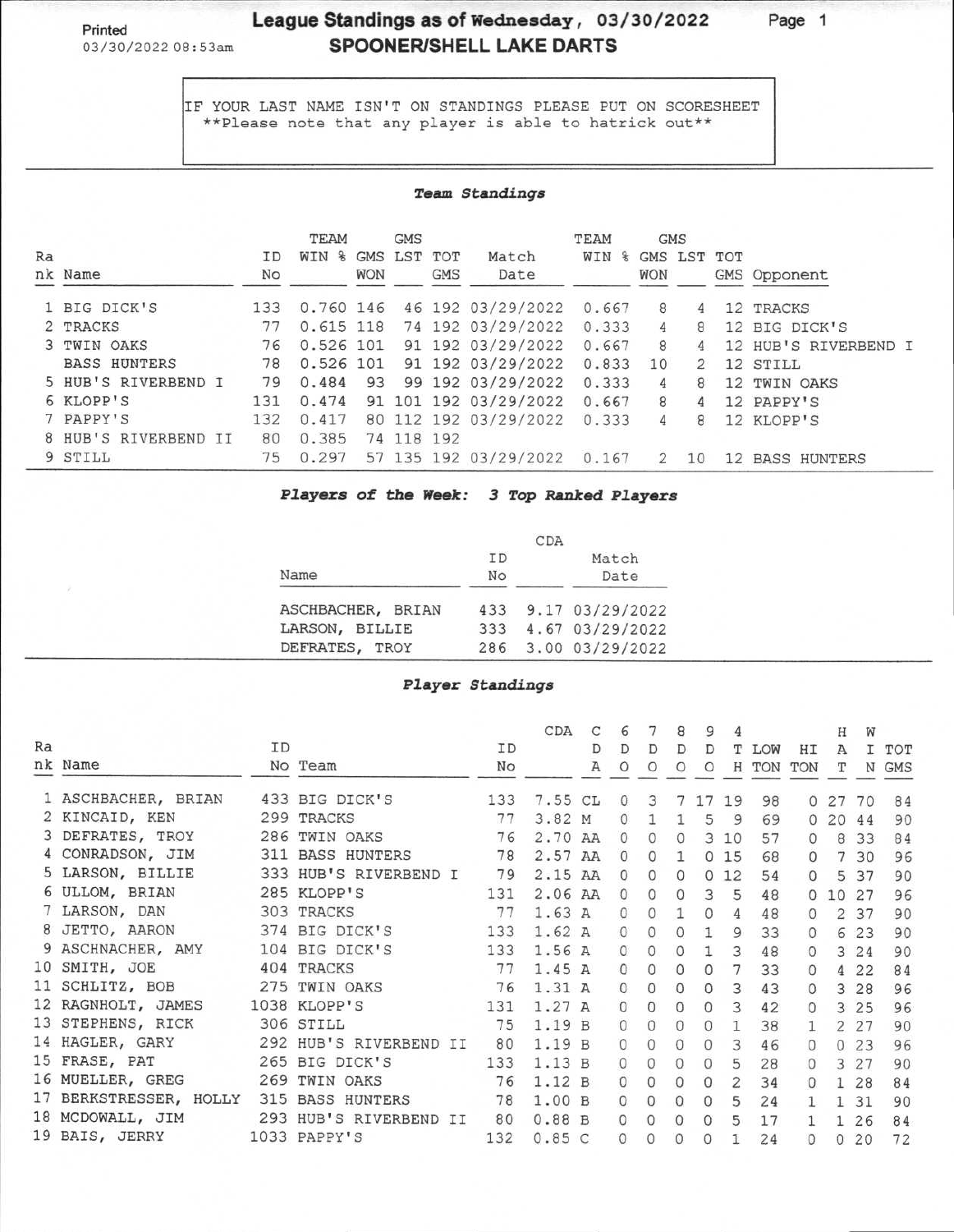Printed 03/30/2022 08:53am

# League Standings as of Wednesday, 03/30/2022

## SPOONER/SHELL LAKE DARTS

IF YOUR LAST NAME ISN'T ON STANDINGS PLEASE PUT ON SCORESHEET
**Please note that any player is able to hatrick out**

### *Team Standings*

| Rank | Name | ID No | TEAM WIN % | GMS WON | GMS LST | TOT GMS | Match Date | TEAM WIN % | GMS WON | GMS LST | TOT GMS | Opponent |
|---|---|---|---|---|---|---|---|---|---|---|---|---|
| 1 | BIG DICK'S | 133 | 0.760 | 146 | 46 | 192 | 03/29/2022 | 0.667 | 8 | 4 | 12 | TRACKS |
| 2 | TRACKS | 77 | 0.615 | 118 | 74 | 192 | 03/29/2022 | 0.333 | 4 | 8 | 12 | BIG DICK'S |
| 3 | TWIN OAKS | 76 | 0.526 | 101 | 91 | 192 | 03/29/2022 | 0.667 | 8 | 4 | 12 | HUB'S RIVERBEND I |
| | BASS HUNTERS | 78 | 0.526 | 101 | 91 | 192 | 03/29/2022 | 0.833 | 10 | 2 | 12 | STILL |
| 5 | HUB'S RIVERBEND I | 79 | 0.484 | 93 | 99 | 192 | 03/29/2022 | 0.333 | 4 | 8 | 12 | TWIN OAKS |
| 6 | KLOPP'S | 131 | 0.474 | 91 | 101 | 192 | 03/29/2022 | 0.667 | 8 | 4 | 12 | PAPPY'S |
| 7 | PAPPY'S | 132 | 0.417 | 80 | 112 | 192 | 03/29/2022 | 0.333 | 4 | 8 | 12 | KLOPP'S |
| 8 | HUB'S RIVERBEND II | 80 | 0.385 | 74 | 118 | 192 | | | | | | |
| 9 | STILL | 75 | 0.297 | 57 | 135 | 192 | 03/29/2022 | 0.167 | 2 | 10 | 12 | BASS HUNTERS |

### *Players of the Week: 3 Top Ranked Players*

| Name | ID No | CDA | Match Date |
|---|---|---|---|
| ASCHBACHER, BRIAN | 433 | 9.17 | 03/29/2022 |
| LARSON, BILLIE | 333 | 4.67 | 03/29/2022 |
| DEFRATES, TROY | 286 | 3.00 | 03/29/2022 |

### *Player Standings*

| Rank | Name | ID No | Team | ID No | CDA | CDA | 6 DO | 7 DO | 8 DO | 9 DO | 4 TH | LOW TON | HI TON | HAT | WIN | TOT GMS |
|---|---|---|---|---|---|---|---|---|---|---|---|---|---|---|---|---|
| 1 | ASCHBACHER, BRIAN | 433 | BIG DICK'S | 133 | 7.55 | CL | 0 | 3 | 7 | 17 | 19 | 98 | 0 | 27 | 70 | 84 |
| 2 | KINCAID, KEN | 299 | TRACKS | 77 | 3.82 | M | 0 | 1 | 1 | 5 | 9 | 69 | 0 | 20 | 44 | 90 |
| 3 | DEFRATES, TROY | 286 | TWIN OAKS | 76 | 2.70 | AA | 0 | 0 | 0 | 3 | 10 | 57 | 0 | 8 | 33 | 84 |
| 4 | CONRADSON, JIM | 311 | BASS HUNTERS | 78 | 2.57 | AA | 0 | 0 | 1 | 0 | 15 | 68 | 0 | 7 | 30 | 96 |
| 5 | LARSON, BILLIE | 333 | HUB'S RIVERBEND I | 79 | 2.15 | AA | 0 | 0 | 0 | 0 | 12 | 54 | 0 | 5 | 37 | 90 |
| 6 | ULLOM, BRIAN | 285 | KLOPP'S | 131 | 2.06 | AA | 0 | 0 | 0 | 3 | 5 | 48 | 0 | 10 | 27 | 96 |
| 7 | LARSON, DAN | 303 | TRACKS | 77 | 1.63 | A | 0 | 0 | 1 | 0 | 4 | 48 | 0 | 2 | 37 | 90 |
| 8 | JETTO, AARON | 374 | BIG DICK'S | 133 | 1.62 | A | 0 | 0 | 0 | 1 | 9 | 33 | 0 | 6 | 23 | 90 |
| 9 | ASCHNACHER, AMY | 104 | BIG DICK'S | 133 | 1.56 | A | 0 | 0 | 0 | 1 | 3 | 48 | 0 | 3 | 24 | 90 |
| 10 | SMITH, JOE | 404 | TRACKS | 77 | 1.45 | A | 0 | 0 | 0 | 0 | 7 | 33 | 0 | 4 | 22 | 84 |
| 11 | SCHLITZ, BOB | 275 | TWIN OAKS | 76 | 1.31 | A | 0 | 0 | 0 | 0 | 3 | 43 | 0 | 3 | 28 | 96 |
| 12 | RAGNHOLT, JAMES | 1038 | KLOPP'S | 131 | 1.27 | A | 0 | 0 | 0 | 0 | 3 | 42 | 0 | 3 | 25 | 96 |
| 13 | STEPHENS, RICK | 306 | STILL | 75 | 1.19 | B | 0 | 0 | 0 | 0 | 1 | 38 | 1 | 2 | 27 | 90 |
| 14 | HAGLER, GARY | 292 | HUB'S RIVERBEND II | 80 | 1.19 | B | 0 | 0 | 0 | 0 | 3 | 46 | 0 | 0 | 23 | 96 |
| 15 | FRASE, PAT | 265 | BIG DICK'S | 133 | 1.13 | B | 0 | 0 | 0 | 0 | 5 | 28 | 0 | 3 | 27 | 90 |
| 16 | MUELLER, GREG | 269 | TWIN OAKS | 76 | 1.12 | B | 0 | 0 | 0 | 0 | 2 | 34 | 0 | 1 | 28 | 84 |
| 17 | BERKSTRESSER, HOLLY | 315 | BASS HUNTERS | 78 | 1.00 | B | 0 | 0 | 0 | 0 | 5 | 24 | 1 | 1 | 31 | 90 |
| 18 | MCDOWALL, JIM | 293 | HUB'S RIVERBEND II | 80 | 0.88 | B | 0 | 0 | 0 | 0 | 5 | 17 | 1 | 1 | 26 | 84 |
| 19 | BAIS, JERRY | 1033 | PAPPY'S | 132 | 0.85 | C | 0 | 0 | 0 | 0 | 1 | 24 | 0 | 0 | 20 | 72 |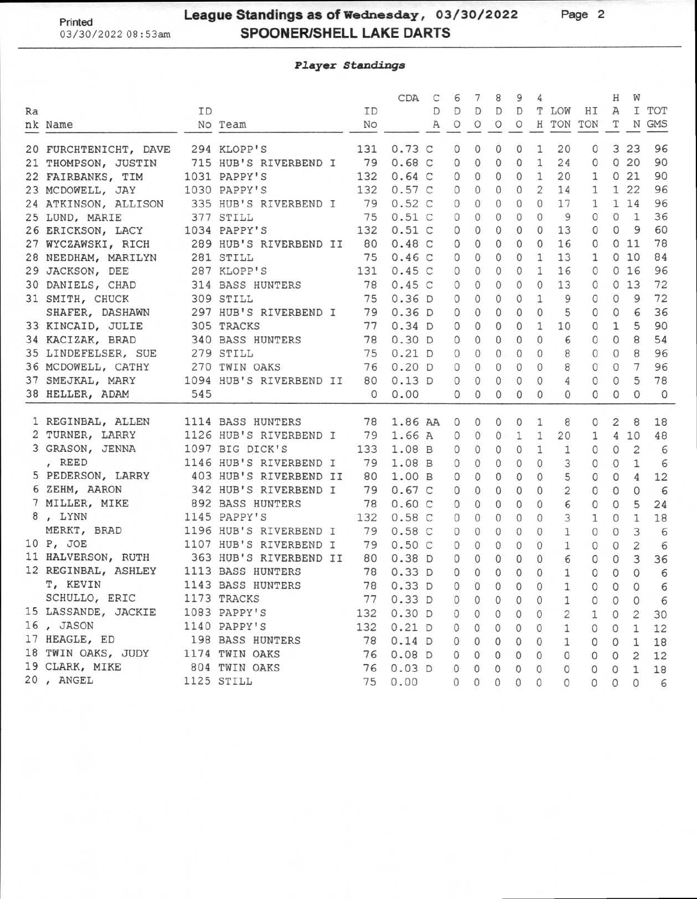Printed
03/30/2022 08:53am

# League Standings as of Wednesday, 03/30/2022

## SPOONER/SHELL LAKE DARTS

### *Player Standings*

| Rank | Name | ID No | Team | ID No | CDA | CDA | 6DO | 7DO | 8DO | 9DO | 4TH | LOW TON | HI TON | HAT | WIN | TOT GMS |
|---|---|---|---|---|---|---|---|---|---|---|---|---|---|---|---|---|
| 20 | FURCHTENICHT, DAVE | 294 | KLOPP'S | 131 | 0.73 | C | 0 | 0 | 0 | 0 | 1 | 20 | 0 | 3 | 23 | 96 |
| 21 | THOMPSON, JUSTIN | 715 | HUB'S RIVERBEND I | 79 | 0.68 | C | 0 | 0 | 0 | 0 | 1 | 24 | 0 | 0 | 20 | 90 |
| 22 | FAIRBANKS, TIM | 1031 | PAPPY'S | 132 | 0.64 | C | 0 | 0 | 0 | 0 | 1 | 20 | 1 | 0 | 21 | 90 |
| 23 | MCDOWELL, JAY | 1030 | PAPPY'S | 132 | 0.57 | C | 0 | 0 | 0 | 0 | 2 | 14 | 1 | 1 | 22 | 96 |
| 24 | ATKINSON, ALLISON | 335 | HUB'S RIVERBEND I | 79 | 0.52 | C | 0 | 0 | 0 | 0 | 0 | 17 | 1 | 1 | 14 | 96 |
| 25 | LUND, MARIE | 377 | STILL | 75 | 0.51 | C | 0 | 0 | 0 | 0 | 0 | 9 | 0 | 0 | 1 | 36 |
| 26 | ERICKSON, LACY | 1034 | PAPPY'S | 132 | 0.51 | C | 0 | 0 | 0 | 0 | 0 | 13 | 0 | 0 | 9 | 60 |
| 27 | WYCZAWSKI, RICH | 289 | HUB'S RIVERBEND II | 80 | 0.48 | C | 0 | 0 | 0 | 0 | 0 | 16 | 0 | 0 | 11 | 78 |
| 28 | NEEDHAM, MARILYN | 281 | STILL | 75 | 0.46 | C | 0 | 0 | 0 | 0 | 1 | 13 | 1 | 0 | 10 | 84 |
| 29 | JACKSON, DEE | 287 | KLOPP'S | 131 | 0.45 | C | 0 | 0 | 0 | 0 | 1 | 16 | 0 | 0 | 16 | 96 |
| 30 | DANIELS, CHAD | 314 | BASS HUNTERS | 78 | 0.45 | C | 0 | 0 | 0 | 0 | 0 | 13 | 0 | 0 | 13 | 72 |
| 31 | SMITH, CHUCK | 309 | STILL | 75 | 0.36 | D | 0 | 0 | 0 | 0 | 1 | 9 | 0 | 0 | 9 | 72 |
| | SHAFER, DASHAWN | 297 | HUB'S RIVERBEND I | 79 | 0.36 | D | 0 | 0 | 0 | 0 | 0 | 5 | 0 | 0 | 6 | 36 |
| 33 | KINCAID, JULIE | 305 | TRACKS | 77 | 0.34 | D | 0 | 0 | 0 | 0 | 1 | 10 | 0 | 1 | 5 | 90 |
| 34 | KACIZAK, BRAD | 340 | BASS HUNTERS | 78 | 0.30 | D | 0 | 0 | 0 | 0 | 0 | 6 | 0 | 0 | 8 | 54 |
| 35 | LINDEFELSER, SUE | 279 | STILL | 75 | 0.21 | D | 0 | 0 | 0 | 0 | 0 | 8 | 0 | 0 | 8 | 96 |
| 36 | MCDOWELL, CATHY | 270 | TWIN OAKS | 76 | 0.20 | D | 0 | 0 | 0 | 0 | 0 | 8 | 0 | 0 | 7 | 96 |
| 37 | SMEJKAL, MARY | 1094 | HUB'S RIVERBEND II | 80 | 0.13 | D | 0 | 0 | 0 | 0 | 0 | 4 | 0 | 0 | 5 | 78 |
| 38 | HELLER, ADAM | 545 | | 0 | 0.00 | | 0 | 0 | 0 | 0 | 0 | 0 | 0 | 0 | 0 | 0 |

| Rank | Name | ID No | Team | ID No | CDA | CDA | 6DO | 7DO | 8DO | 9DO | 4TH | LOW TON | HI TON | HAT | WIN | TOT GMS |
|---|---|---|---|---|---|---|---|---|---|---|---|---|---|---|---|---|
| 1 | REGINBAL, ALLEN | 1114 | BASS HUNTERS | 78 | 1.86 | AA | 0 | 0 | 0 | 0 | 1 | 8 | 0 | 2 | 8 | 18 |
| 2 | TURNER, LARRY | 1126 | HUB'S RIVERBEND I | 79 | 1.66 | A | 0 | 0 | 0 | 1 | 1 | 20 | 1 | 4 | 10 | 48 |
| 3 | GRASON, JENNA | 1097 | BIG DICK'S | 133 | 1.08 | B | 0 | 0 | 0 | 0 | 1 | 1 | 0 | 0 | 2 | 6 |
| | , REED | 1146 | HUB'S RIVERBEND I | 79 | 1.08 | B | 0 | 0 | 0 | 0 | 0 | 3 | 0 | 0 | 1 | 6 |
| 5 | PEDERSON, LARRY | 403 | HUB'S RIVERBEND II | 80 | 1.00 | B | 0 | 0 | 0 | 0 | 0 | 5 | 0 | 0 | 4 | 12 |
| 6 | ZEHM, AARON | 342 | HUB'S RIVERBEND I | 79 | 0.67 | C | 0 | 0 | 0 | 0 | 0 | 2 | 0 | 0 | 0 | 6 |
| 7 | MILLER, MIKE | 892 | BASS HUNTERS | 78 | 0.60 | C | 0 | 0 | 0 | 0 | 0 | 6 | 0 | 0 | 5 | 24 |
| 8 | , LYNN | 1145 | PAPPY'S | 132 | 0.58 | C | 0 | 0 | 0 | 0 | 0 | 3 | 1 | 0 | 1 | 18 |
| | MERKT, BRAD | 1196 | HUB'S RIVERBEND I | 79 | 0.58 | C | 0 | 0 | 0 | 0 | 0 | 1 | 0 | 0 | 3 | 6 |
| 10 | P, JOE | 1107 | HUB'S RIVERBEND I | 79 | 0.50 | C | 0 | 0 | 0 | 0 | 0 | 1 | 0 | 0 | 2 | 6 |
| 11 | HALVERSON, RUTH | 363 | HUB'S RIVERBEND II | 80 | 0.38 | D | 0 | 0 | 0 | 0 | 0 | 6 | 0 | 0 | 3 | 36 |
| 12 | REGINBAL, ASHLEY | 1113 | BASS HUNTERS | 78 | 0.33 | D | 0 | 0 | 0 | 0 | 0 | 1 | 0 | 0 | 0 | 6 |
| | T, KEVIN | 1143 | BASS HUNTERS | 78 | 0.33 | D | 0 | 0 | 0 | 0 | 0 | 1 | 0 | 0 | 0 | 6 |
| | SCHULLO, ERIC | 1173 | TRACKS | 77 | 0.33 | D | 0 | 0 | 0 | 0 | 0 | 1 | 0 | 0 | 0 | 6 |
| 15 | LASSANDE, JACKIE | 1083 | PAPPY'S | 132 | 0.30 | D | 0 | 0 | 0 | 0 | 0 | 2 | 1 | 0 | 2 | 30 |
| 16 | , JASON | 1140 | PAPPY'S | 132 | 0.21 | D | 0 | 0 | 0 | 0 | 0 | 1 | 0 | 0 | 1 | 12 |
| 17 | HEAGLE, ED | 198 | BASS HUNTERS | 78 | 0.14 | D | 0 | 0 | 0 | 0 | 0 | 1 | 0 | 0 | 1 | 18 |
| 18 | TWIN OAKS, JUDY | 1174 | TWIN OAKS | 76 | 0.08 | D | 0 | 0 | 0 | 0 | 0 | 0 | 0 | 0 | 2 | 12 |
| 19 | CLARK, MIKE | 804 | TWIN OAKS | 76 | 0.03 | D | 0 | 0 | 0 | 0 | 0 | 0 | 0 | 0 | 1 | 18 |
| 20 | , ANGEL | 1125 | STILL | 75 | 0.00 | | 0 | 0 | 0 | 0 | 0 | 0 | 0 | 0 | 0 | 6 |